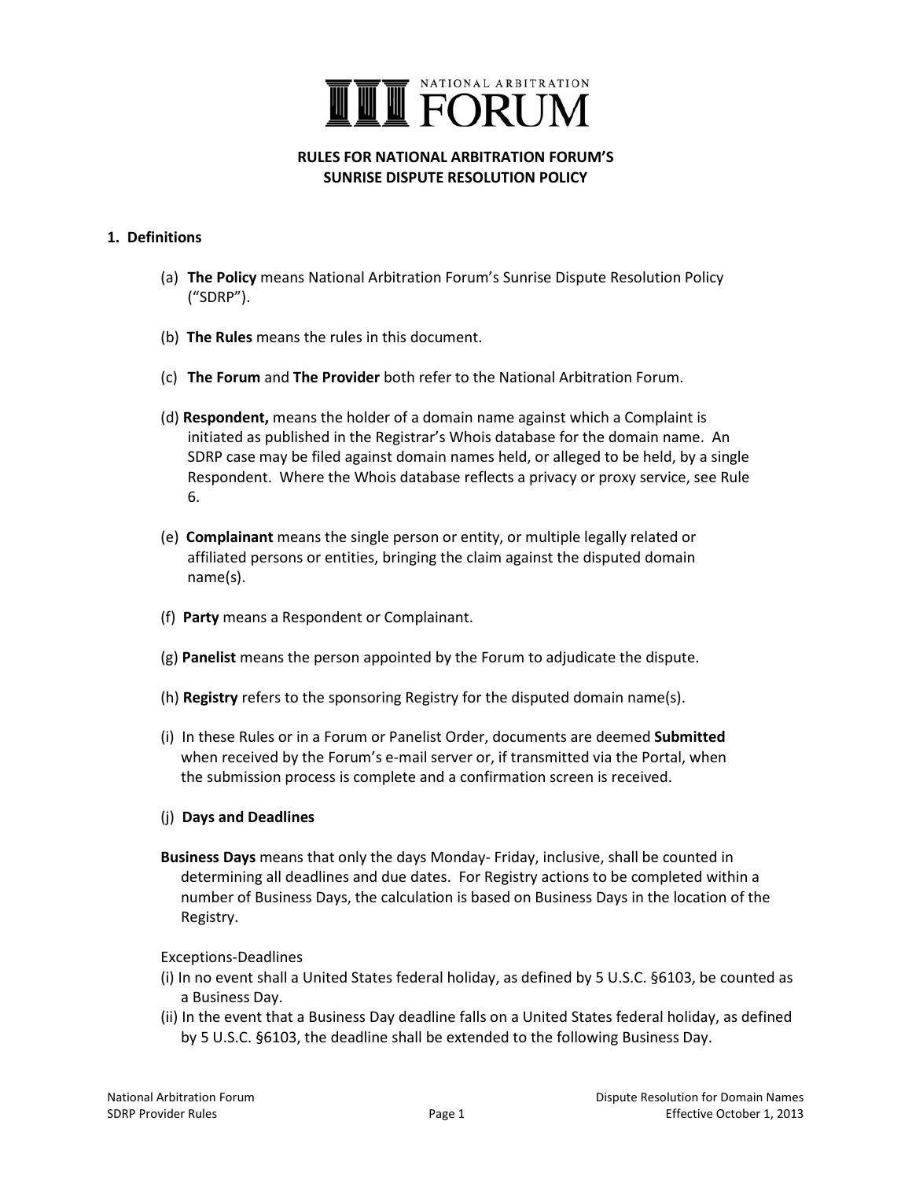NATIONAL ARBITRATION FORUM

# RULES FOR NATIONAL ARBITRATION FORUM'S SUNRISE DISPUTE RESOLUTION POLICY

## 1. Definitions

(a) **The Policy** means National Arbitration Forum's Sunrise Dispute Resolution Policy ("SDRP").

(b) **The Rules** means the rules in this document.

(c) **The Forum** and **The Provider** both refer to the National Arbitration Forum.

(d) **Respondent,** means the holder of a domain name against which a Complaint is initiated as published in the Registrar's Whois database for the domain name. An SDRP case may be filed against domain names held, or alleged to be held, by a single Respondent. Where the Whois database reflects a privacy or proxy service, see Rule 6.

(e) **Complainant** means the single person or entity, or multiple legally related or affiliated persons or entities, bringing the claim against the disputed domain name(s).

(f) **Party** means a Respondent or Complainant.

(g) **Panelist** means the person appointed by the Forum to adjudicate the dispute.

(h) **Registry** refers to the sponsoring Registry for the disputed domain name(s).

(i) In these Rules or in a Forum or Panelist Order, documents are deemed **Submitted** when received by the Forum's e-mail server or, if transmitted via the Portal, when the submission process is complete and a confirmation screen is received.

(j) **Days and Deadlines**

**Business Days** means that only the days Monday- Friday, inclusive, shall be counted in determining all deadlines and due dates. For Registry actions to be completed within a number of Business Days, the calculation is based on Business Days in the location of the Registry.

Exceptions-Deadlines

(i) In no event shall a United States federal holiday, as defined by 5 U.S.C. §6103, be counted as a Business Day.

(ii) In the event that a Business Day deadline falls on a United States federal holiday, as defined by 5 U.S.C. §6103, the deadline shall be extended to the following Business Day.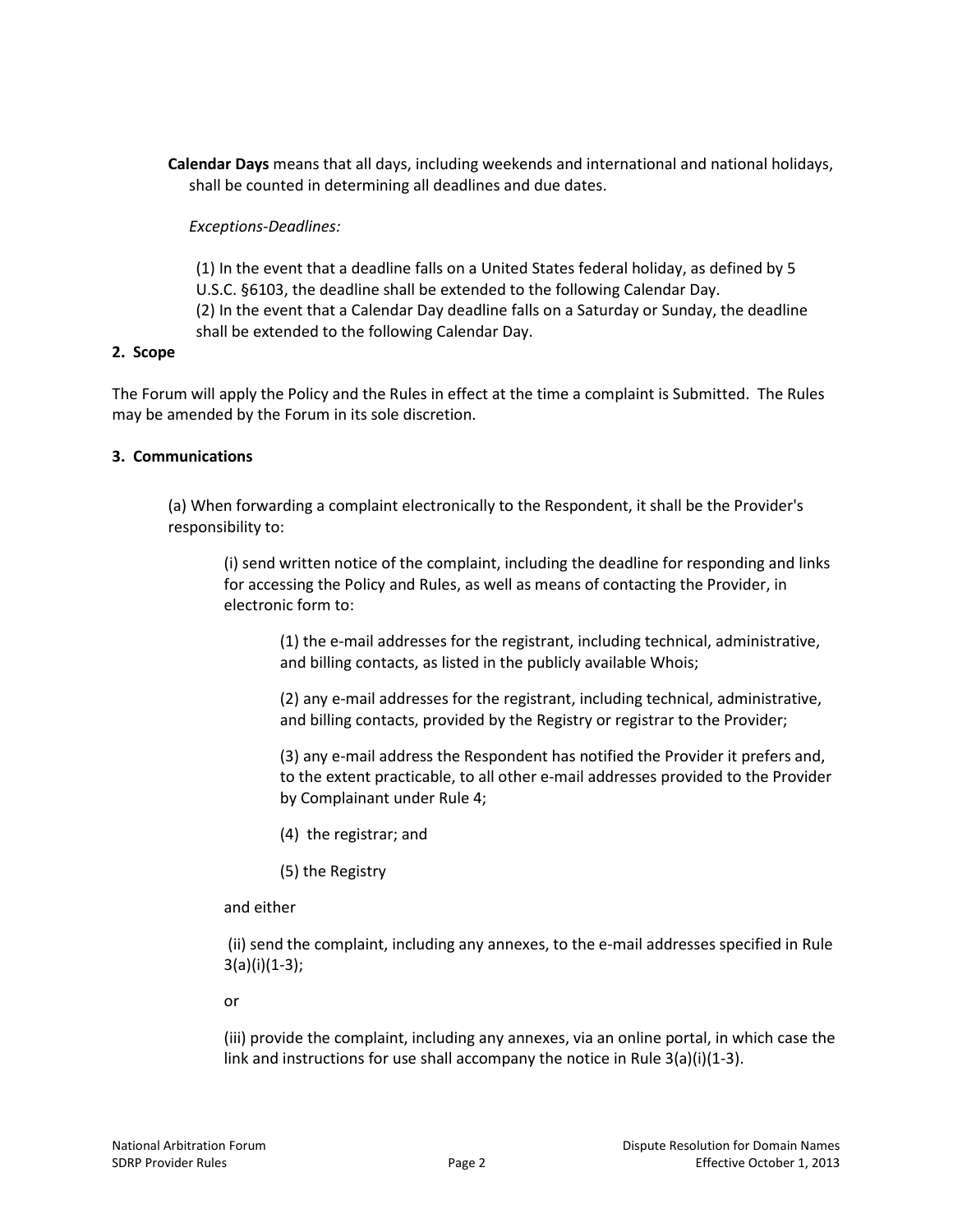**Calendar Days** means that all days, including weekends and international and national holidays, shall be counted in determining all deadlines and due dates.

*Exceptions-Deadlines:*

(1) In the event that a deadline falls on a United States federal holiday, as defined by 5 U.S.C. §6103, the deadline shall be extended to the following Calendar Day.
(2) In the event that a Calendar Day deadline falls on a Saturday or Sunday, the deadline shall be extended to the following Calendar Day.

**2. Scope**

The Forum will apply the Policy and the Rules in effect at the time a complaint is Submitted. The Rules may be amended by the Forum in its sole discretion.

**3. Communications**

(a) When forwarding a complaint electronically to the Respondent, it shall be the Provider's responsibility to:

(i) send written notice of the complaint, including the deadline for responding and links for accessing the Policy and Rules, as well as means of contacting the Provider, in electronic form to:

(1) the e-mail addresses for the registrant, including technical, administrative, and billing contacts, as listed in the publicly available Whois;

(2) any e-mail addresses for the registrant, including technical, administrative, and billing contacts, provided by the Registry or registrar to the Provider;

(3) any e-mail address the Respondent has notified the Provider it prefers and, to the extent practicable, to all other e-mail addresses provided to the Provider by Complainant under Rule 4;

(4) the registrar; and

(5) the Registry

and either

(ii) send the complaint, including any annexes, to the e-mail addresses specified in Rule 3(a)(i)(1-3);

or

(iii) provide the complaint, including any annexes, via an online portal, in which case the link and instructions for use shall accompany the notice in Rule 3(a)(i)(1-3).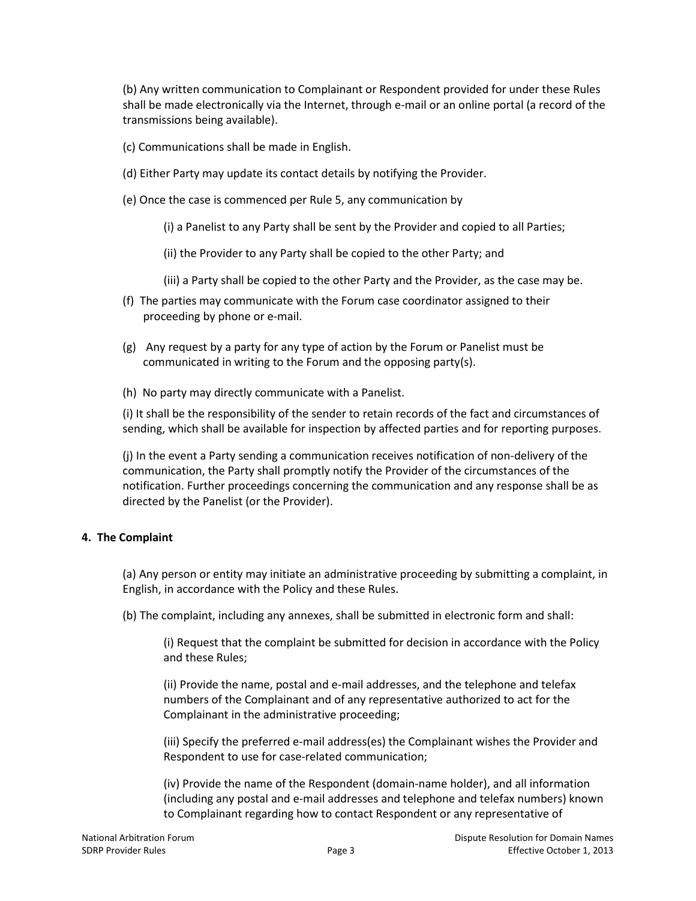(b) Any written communication to Complainant or Respondent provided for under these Rules shall be made electronically via the Internet, through e-mail or an online portal (a record of the transmissions being available).

(c) Communications shall be made in English.

(d) Either Party may update its contact details by notifying the Provider.

(e) Once the case is commenced per Rule 5, any communication by

> (i) a Panelist to any Party shall be sent by the Provider and copied to all Parties;
>
> (ii) the Provider to any Party shall be copied to the other Party; and
>
> (iii) a Party shall be copied to the other Party and the Provider, as the case may be.

(f) The parties may communicate with the Forum case coordinator assigned to their proceeding by phone or e-mail.

(g) Any request by a party for any type of action by the Forum or Panelist must be communicated in writing to the Forum and the opposing party(s).

(h) No party may directly communicate with a Panelist.

(i) It shall be the responsibility of the sender to retain records of the fact and circumstances of sending, which shall be available for inspection by affected parties and for reporting purposes.

(j) In the event a Party sending a communication receives notification of non-delivery of the communication, the Party shall promptly notify the Provider of the circumstances of the notification. Further proceedings concerning the communication and any response shall be as directed by the Panelist (or the Provider).

**4. The Complaint**

(a) Any person or entity may initiate an administrative proceeding by submitting a complaint, in English, in accordance with the Policy and these Rules.

(b) The complaint, including any annexes, shall be submitted in electronic form and shall:

> (i) Request that the complaint be submitted for decision in accordance with the Policy and these Rules;
>
> (ii) Provide the name, postal and e-mail addresses, and the telephone and telefax numbers of the Complainant and of any representative authorized to act for the Complainant in the administrative proceeding;
>
> (iii) Specify the preferred e-mail address(es) the Complainant wishes the Provider and Respondent to use for case-related communication;
>
> (iv) Provide the name of the Respondent (domain-name holder), and all information (including any postal and e-mail addresses and telephone and telefax numbers) known to Complainant regarding how to contact Respondent or any representative of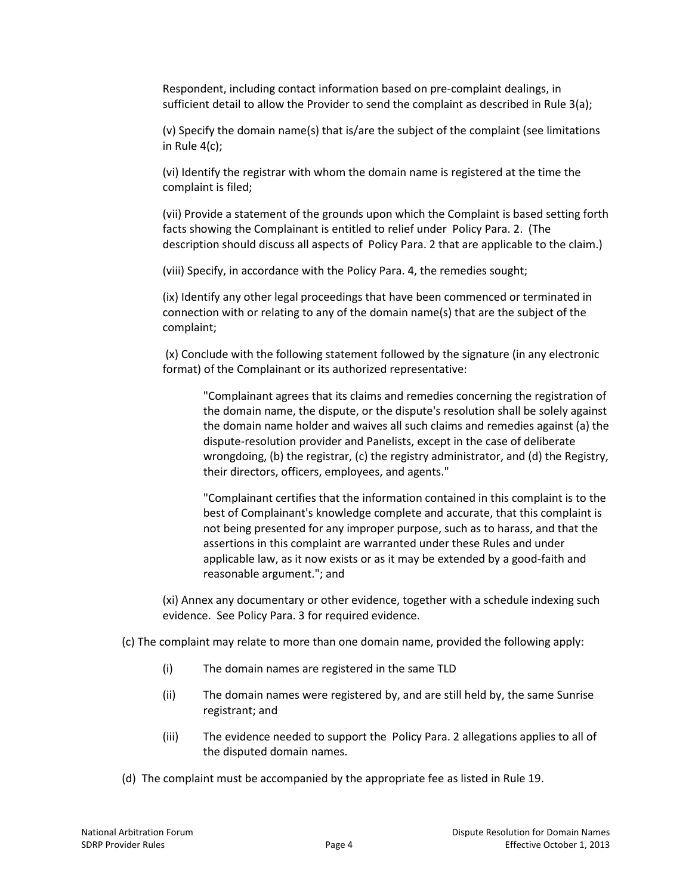Respondent, including contact information based on pre-complaint dealings, in sufficient detail to allow the Provider to send the complaint as described in Rule 3(a);

(v) Specify the domain name(s) that is/are the subject of the complaint (see limitations in Rule 4(c);

(vi) Identify the registrar with whom the domain name is registered at the time the complaint is filed;

(vii) Provide a statement of the grounds upon which the Complaint is based setting forth facts showing the Complainant is entitled to relief under Policy Para. 2. (The description should discuss all aspects of Policy Para. 2 that are applicable to the claim.)

(viii) Specify, in accordance with the Policy Para. 4, the remedies sought;

(ix) Identify any other legal proceedings that have been commenced or terminated in connection with or relating to any of the domain name(s) that are the subject of the complaint;

(x) Conclude with the following statement followed by the signature (in any electronic format) of the Complainant or its authorized representative:

> "Complainant agrees that its claims and remedies concerning the registration of the domain name, the dispute, or the dispute's resolution shall be solely against the domain name holder and waives all such claims and remedies against (a) the dispute-resolution provider and Panelists, except in the case of deliberate wrongdoing, (b) the registrar, (c) the registry administrator, and (d) the Registry, their directors, officers, employees, and agents."
>
> "Complainant certifies that the information contained in this complaint is to the best of Complainant's knowledge complete and accurate, that this complaint is not being presented for any improper purpose, such as to harass, and that the assertions in this complaint are warranted under these Rules and under applicable law, as it now exists or as it may be extended by a good-faith and reasonable argument."; and

(xi) Annex any documentary or other evidence, together with a schedule indexing such evidence. See Policy Para. 3 for required evidence.

(c) The complaint may relate to more than one domain name, provided the following apply:

(i) The domain names are registered in the same TLD

(ii) The domain names were registered by, and are still held by, the same Sunrise registrant; and

(iii) The evidence needed to support the Policy Para. 2 allegations applies to all of the disputed domain names.

(d) The complaint must be accompanied by the appropriate fee as listed in Rule 19.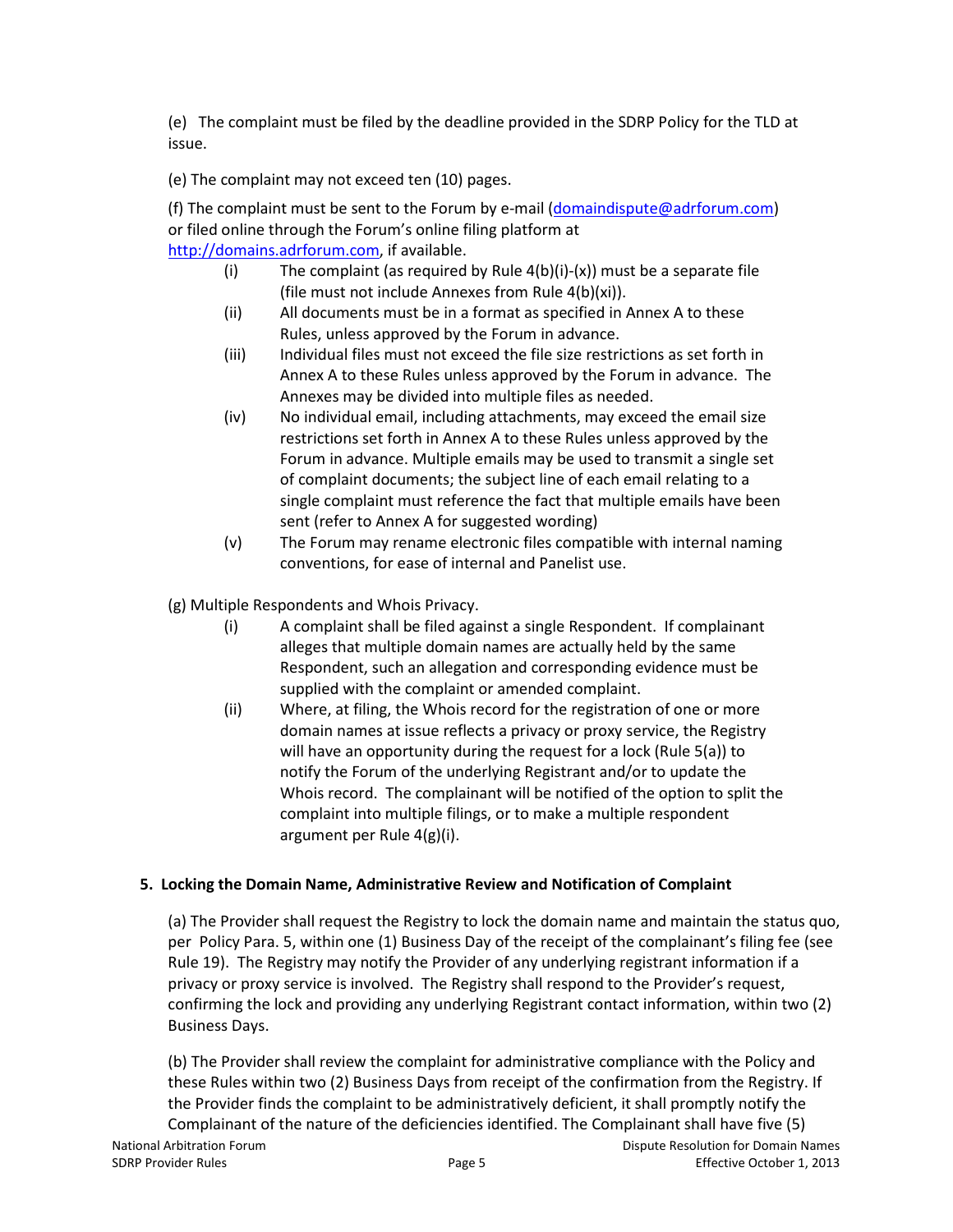(e) The complaint must be filed by the deadline provided in the SDRP Policy for the TLD at issue.

(e) The complaint may not exceed ten (10) pages.

(f) The complaint must be sent to the Forum by e-mail (domaindispute@adrforum.com) or filed online through the Forum's online filing platform at http://domains.adrforum.com, if available.

- (i) The complaint (as required by Rule 4(b)(i)-(x)) must be a separate file (file must not include Annexes from Rule 4(b)(xi)).
- (ii) All documents must be in a format as specified in Annex A to these Rules, unless approved by the Forum in advance.
- (iii) Individual files must not exceed the file size restrictions as set forth in Annex A to these Rules unless approved by the Forum in advance. The Annexes may be divided into multiple files as needed.
- (iv) No individual email, including attachments, may exceed the email size restrictions set forth in Annex A to these Rules unless approved by the Forum in advance. Multiple emails may be used to transmit a single set of complaint documents; the subject line of each email relating to a single complaint must reference the fact that multiple emails have been sent (refer to Annex A for suggested wording)
- (v) The Forum may rename electronic files compatible with internal naming conventions, for ease of internal and Panelist use.

(g) Multiple Respondents and Whois Privacy.

- (i) A complaint shall be filed against a single Respondent. If complainant alleges that multiple domain names are actually held by the same Respondent, such an allegation and corresponding evidence must be supplied with the complaint or amended complaint.
- (ii) Where, at filing, the Whois record for the registration of one or more domain names at issue reflects a privacy or proxy service, the Registry will have an opportunity during the request for a lock (Rule 5(a)) to notify the Forum of the underlying Registrant and/or to update the Whois record. The complainant will be notified of the option to split the complaint into multiple filings, or to make a multiple respondent argument per Rule 4(g)(i).

## 5. Locking the Domain Name, Administrative Review and Notification of Complaint

(a) The Provider shall request the Registry to lock the domain name and maintain the status quo, per Policy Para. 5, within one (1) Business Day of the receipt of the complainant's filing fee (see Rule 19). The Registry may notify the Provider of any underlying registrant information if a privacy or proxy service is involved. The Registry shall respond to the Provider's request, confirming the lock and providing any underlying Registrant contact information, within two (2) Business Days.

(b) The Provider shall review the complaint for administrative compliance with the Policy and these Rules within two (2) Business Days from receipt of the confirmation from the Registry. If the Provider finds the complaint to be administratively deficient, it shall promptly notify the Complainant of the nature of the deficiencies identified. The Complainant shall have five (5)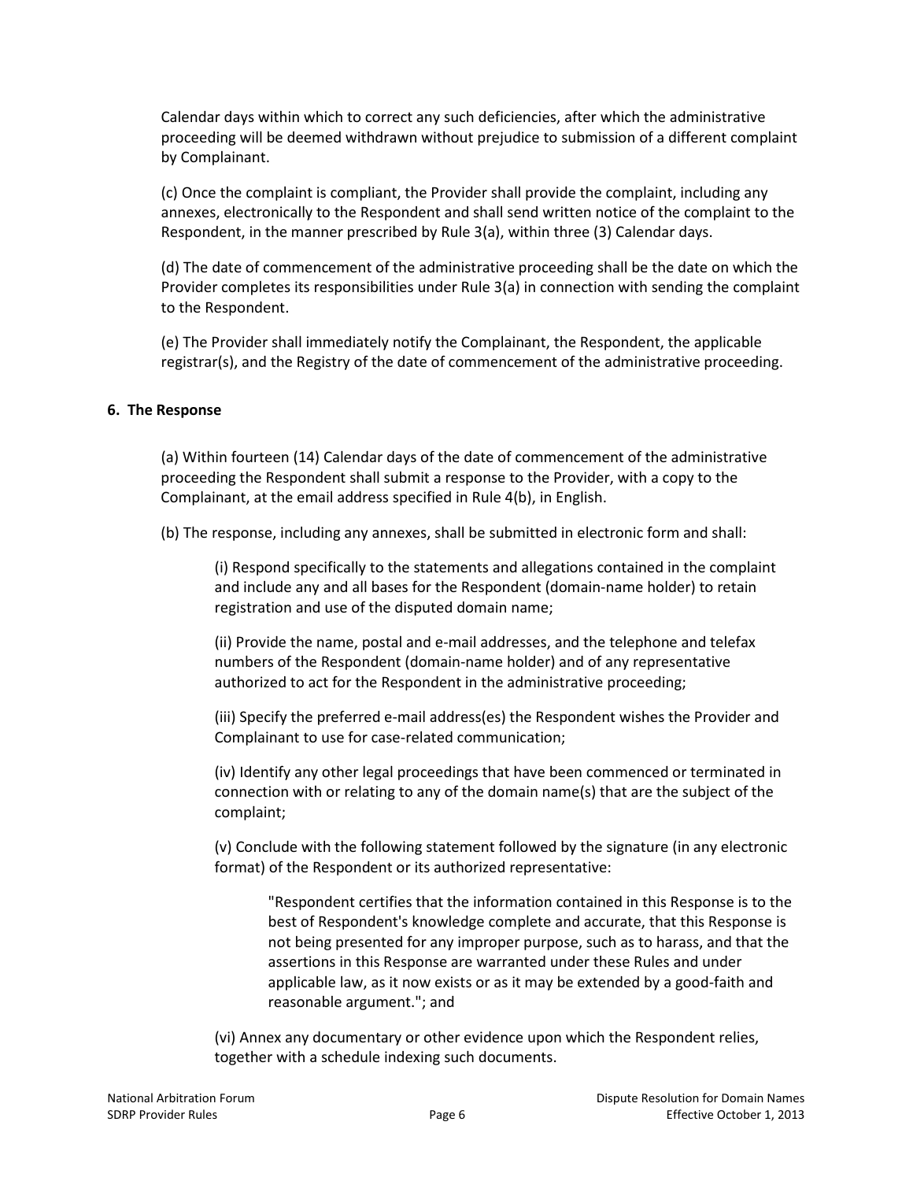Calendar days within which to correct any such deficiencies, after which the administrative proceeding will be deemed withdrawn without prejudice to submission of a different complaint by Complainant.

(c) Once the complaint is compliant, the Provider shall provide the complaint, including any annexes, electronically to the Respondent and shall send written notice of the complaint to the Respondent, in the manner prescribed by Rule 3(a), within three (3) Calendar days.

(d) The date of commencement of the administrative proceeding shall be the date on which the Provider completes its responsibilities under Rule 3(a) in connection with sending the complaint to the Respondent.

(e) The Provider shall immediately notify the Complainant, the Respondent, the applicable registrar(s), and the Registry of the date of commencement of the administrative proceeding.

**6. The Response**

(a) Within fourteen (14) Calendar days of the date of commencement of the administrative proceeding the Respondent shall submit a response to the Provider, with a copy to the Complainant, at the email address specified in Rule 4(b), in English.

(b) The response, including any annexes, shall be submitted in electronic form and shall:

(i) Respond specifically to the statements and allegations contained in the complaint and include any and all bases for the Respondent (domain-name holder) to retain registration and use of the disputed domain name;

(ii) Provide the name, postal and e-mail addresses, and the telephone and telefax numbers of the Respondent (domain-name holder) and of any representative authorized to act for the Respondent in the administrative proceeding;

(iii) Specify the preferred e-mail address(es) the Respondent wishes the Provider and Complainant to use for case-related communication;

(iv) Identify any other legal proceedings that have been commenced or terminated in connection with or relating to any of the domain name(s) that are the subject of the complaint;

(v) Conclude with the following statement followed by the signature (in any electronic format) of the Respondent or its authorized representative:

> "Respondent certifies that the information contained in this Response is to the best of Respondent's knowledge complete and accurate, that this Response is not being presented for any improper purpose, such as to harass, and that the assertions in this Response are warranted under these Rules and under applicable law, as it now exists or as it may be extended by a good-faith and reasonable argument."; and

(vi) Annex any documentary or other evidence upon which the Respondent relies, together with a schedule indexing such documents.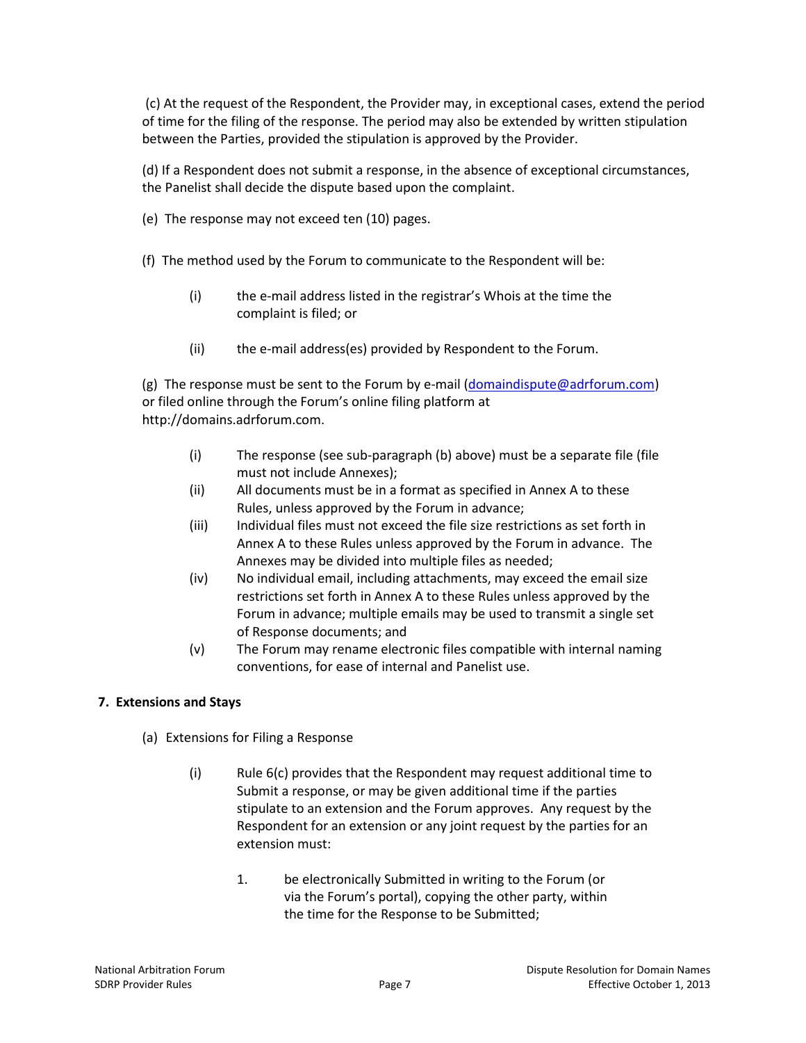(c) At the request of the Respondent, the Provider may, in exceptional cases, extend the period of time for the filing of the response. The period may also be extended by written stipulation between the Parties, provided the stipulation is approved by the Provider.

(d) If a Respondent does not submit a response, in the absence of exceptional circumstances, the Panelist shall decide the dispute based upon the complaint.

(e) The response may not exceed ten (10) pages.

(f) The method used by the Forum to communicate to the Respondent will be:

- (i) the e-mail address listed in the registrar's Whois at the time the complaint is filed; or
- (ii) the e-mail address(es) provided by Respondent to the Forum.

(g) The response must be sent to the Forum by e-mail (domaindispute@adrforum.com) or filed online through the Forum's online filing platform at http://domains.adrforum.com.

- (i) The response (see sub-paragraph (b) above) must be a separate file (file must not include Annexes);
- (ii) All documents must be in a format as specified in Annex A to these Rules, unless approved by the Forum in advance;
- (iii) Individual files must not exceed the file size restrictions as set forth in Annex A to these Rules unless approved by the Forum in advance. The Annexes may be divided into multiple files as needed;
- (iv) No individual email, including attachments, may exceed the email size restrictions set forth in Annex A to these Rules unless approved by the Forum in advance; multiple emails may be used to transmit a single set of Response documents; and
- (v) The Forum may rename electronic files compatible with internal naming conventions, for ease of internal and Panelist use.

**7. Extensions and Stays**

(a) Extensions for Filing a Response

- (i) Rule 6(c) provides that the Respondent may request additional time to Submit a response, or may be given additional time if the parties stipulate to an extension and the Forum approves. Any request by the Respondent for an extension or any joint request by the parties for an extension must:

  1. be electronically Submitted in writing to the Forum (or via the Forum's portal), copying the other party, within the time for the Response to be Submitted;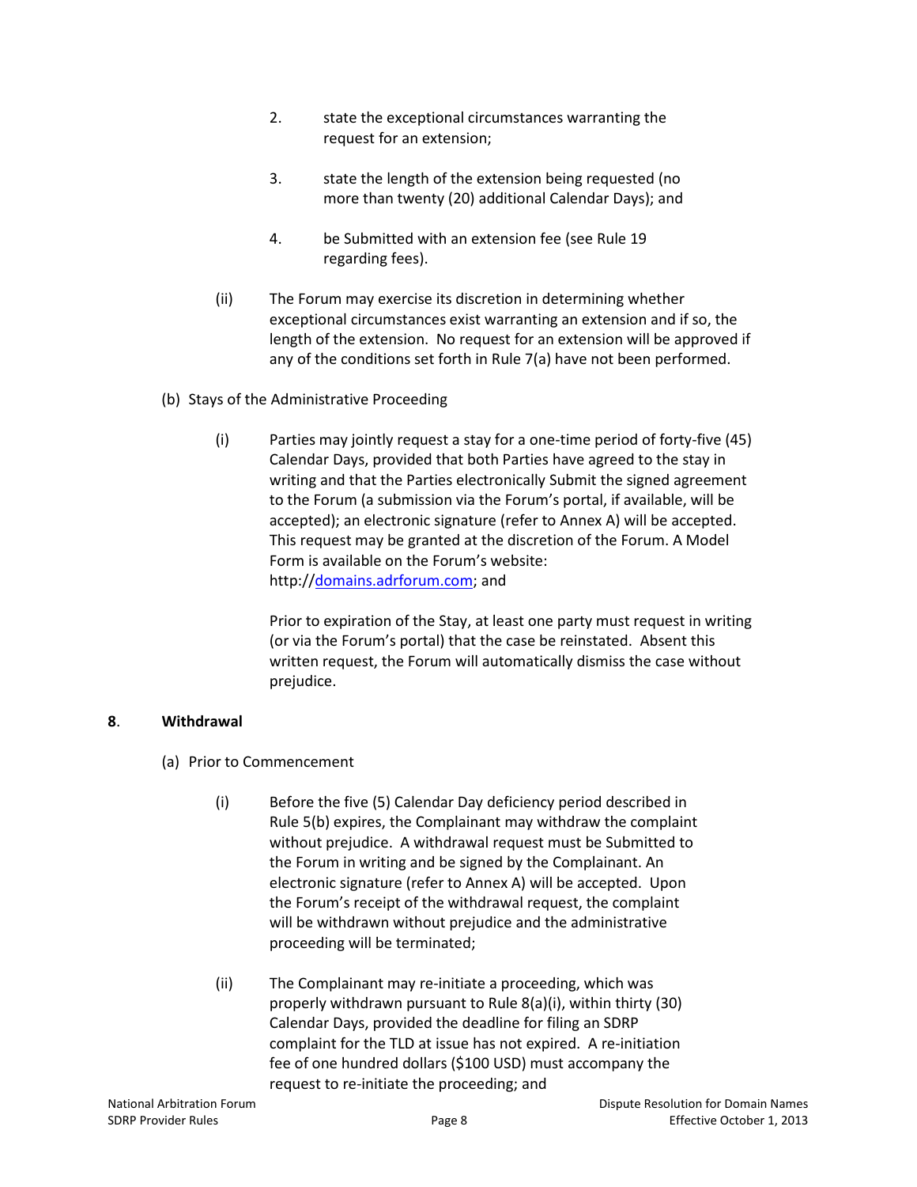2. state the exceptional circumstances warranting the request for an extension;

3. state the length of the extension being requested (no more than twenty (20) additional Calendar Days); and

4. be Submitted with an extension fee (see Rule 19 regarding fees).

(ii) The Forum may exercise its discretion in determining whether exceptional circumstances exist warranting an extension and if so, the length of the extension. No request for an extension will be approved if any of the conditions set forth in Rule 7(a) have not been performed.

(b) Stays of the Administrative Proceeding

(i) Parties may jointly request a stay for a one-time period of forty-five (45) Calendar Days, provided that both Parties have agreed to the stay in writing and that the Parties electronically Submit the signed agreement to the Forum (a submission via the Forum's portal, if available, will be accepted); an electronic signature (refer to Annex A) will be accepted. This request may be granted at the discretion of the Forum. A Model Form is available on the Forum's website: http://[domains.adrforum.com](http://domains.adrforum.com); and

Prior to expiration of the Stay, at least one party must request in writing (or via the Forum's portal) that the case be reinstated. Absent this written request, the Forum will automatically dismiss the case without prejudice.

**8. Withdrawal**

(a) Prior to Commencement

(i) Before the five (5) Calendar Day deficiency period described in Rule 5(b) expires, the Complainant may withdraw the complaint without prejudice. A withdrawal request must be Submitted to the Forum in writing and be signed by the Complainant. An electronic signature (refer to Annex A) will be accepted. Upon the Forum's receipt of the withdrawal request, the complaint will be withdrawn without prejudice and the administrative proceeding will be terminated;

(ii) The Complainant may re-initiate a proceeding, which was properly withdrawn pursuant to Rule 8(a)(i), within thirty (30) Calendar Days, provided the deadline for filing an SDRP complaint for the TLD at issue has not expired. A re-initiation fee of one hundred dollars ($100 USD) must accompany the request to re-initiate the proceeding; and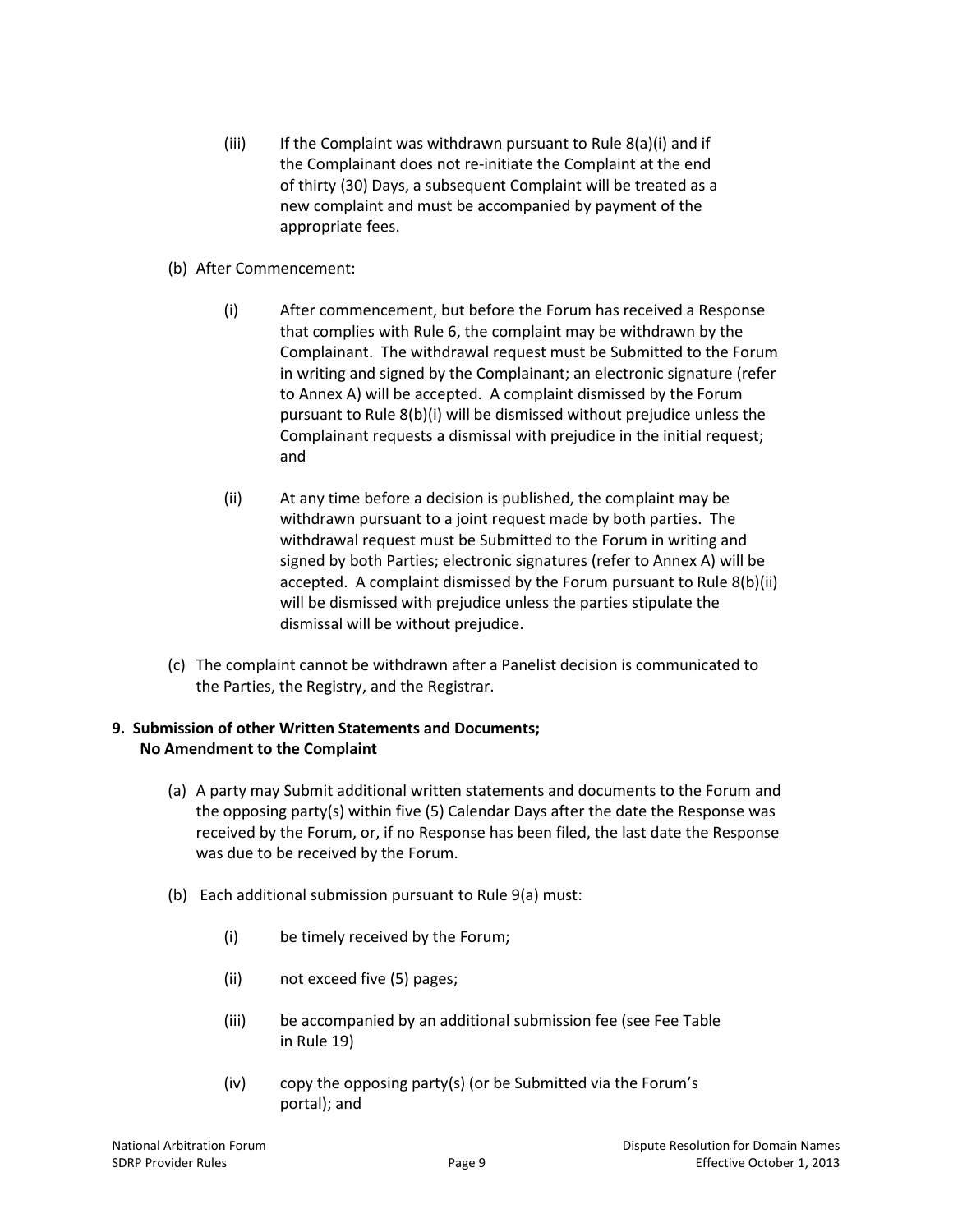(iii) If the Complaint was withdrawn pursuant to Rule 8(a)(i) and if the Complainant does not re-initiate the Complaint at the end of thirty (30) Days, a subsequent Complaint will be treated as a new complaint and must be accompanied by payment of the appropriate fees.

(b) After Commencement:

(i) After commencement, but before the Forum has received a Response that complies with Rule 6, the complaint may be withdrawn by the Complainant. The withdrawal request must be Submitted to the Forum in writing and signed by the Complainant; an electronic signature (refer to Annex A) will be accepted. A complaint dismissed by the Forum pursuant to Rule 8(b)(i) will be dismissed without prejudice unless the Complainant requests a dismissal with prejudice in the initial request; and

(ii) At any time before a decision is published, the complaint may be withdrawn pursuant to a joint request made by both parties. The withdrawal request must be Submitted to the Forum in writing and signed by both Parties; electronic signatures (refer to Annex A) will be accepted. A complaint dismissed by the Forum pursuant to Rule 8(b)(ii) will be dismissed with prejudice unless the parties stipulate the dismissal will be without prejudice.

(c) The complaint cannot be withdrawn after a Panelist decision is communicated to the Parties, the Registry, and the Registrar.

**9. Submission of other Written Statements and Documents; No Amendment to the Complaint**

(a) A party may Submit additional written statements and documents to the Forum and the opposing party(s) within five (5) Calendar Days after the date the Response was received by the Forum, or, if no Response has been filed, the last date the Response was due to be received by the Forum.

(b) Each additional submission pursuant to Rule 9(a) must:

(i) be timely received by the Forum;

(ii) not exceed five (5) pages;

(iii) be accompanied by an additional submission fee (see Fee Table in Rule 19)

(iv) copy the opposing party(s) (or be Submitted via the Forum's portal); and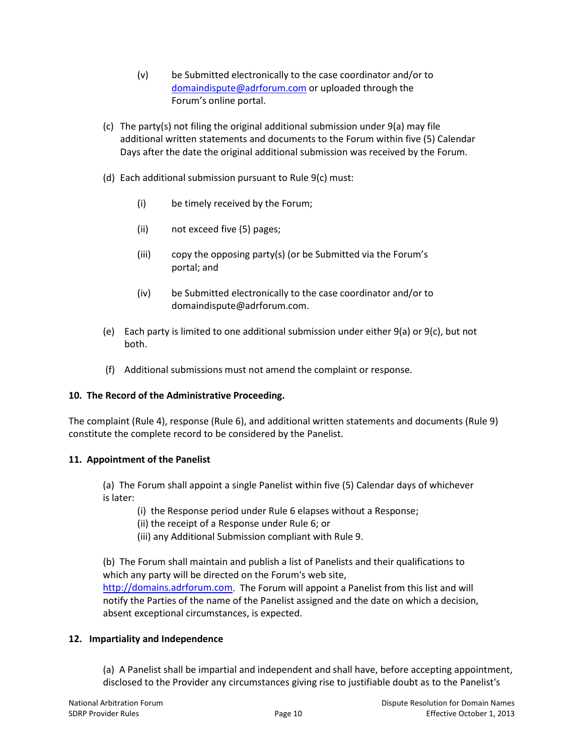(v) be Submitted electronically to the case coordinator and/or to domaindispute@adrforum.com or uploaded through the Forum's online portal.

(c) The party(s) not filing the original additional submission under 9(a) may file additional written statements and documents to the Forum within five (5) Calendar Days after the date the original additional submission was received by the Forum.

(d) Each additional submission pursuant to Rule 9(c) must:

  (i) be timely received by the Forum;

  (ii) not exceed five (5) pages;

  (iii) copy the opposing party(s) (or be Submitted via the Forum's portal; and

  (iv) be Submitted electronically to the case coordinator and/or to domaindispute@adrforum.com.

(e) Each party is limited to one additional submission under either 9(a) or 9(c), but not both.

(f) Additional submissions must not amend the complaint or response.

**10. The Record of the Administrative Proceeding.**

The complaint (Rule 4), response (Rule 6), and additional written statements and documents (Rule 9) constitute the complete record to be considered by the Panelist.

**11. Appointment of the Panelist**

(a) The Forum shall appoint a single Panelist within five (5) Calendar days of whichever is later:

  (i) the Response period under Rule 6 elapses without a Response;
  (ii) the receipt of a Response under Rule 6; or
  (iii) any Additional Submission compliant with Rule 9.

(b) The Forum shall maintain and publish a list of Panelists and their qualifications to which any party will be directed on the Forum's web site, http://domains.adrforum.com. The Forum will appoint a Panelist from this list and will notify the Parties of the name of the Panelist assigned and the date on which a decision, absent exceptional circumstances, is expected.

**12. Impartiality and Independence**

(a) A Panelist shall be impartial and independent and shall have, before accepting appointment, disclosed to the Provider any circumstances giving rise to justifiable doubt as to the Panelist's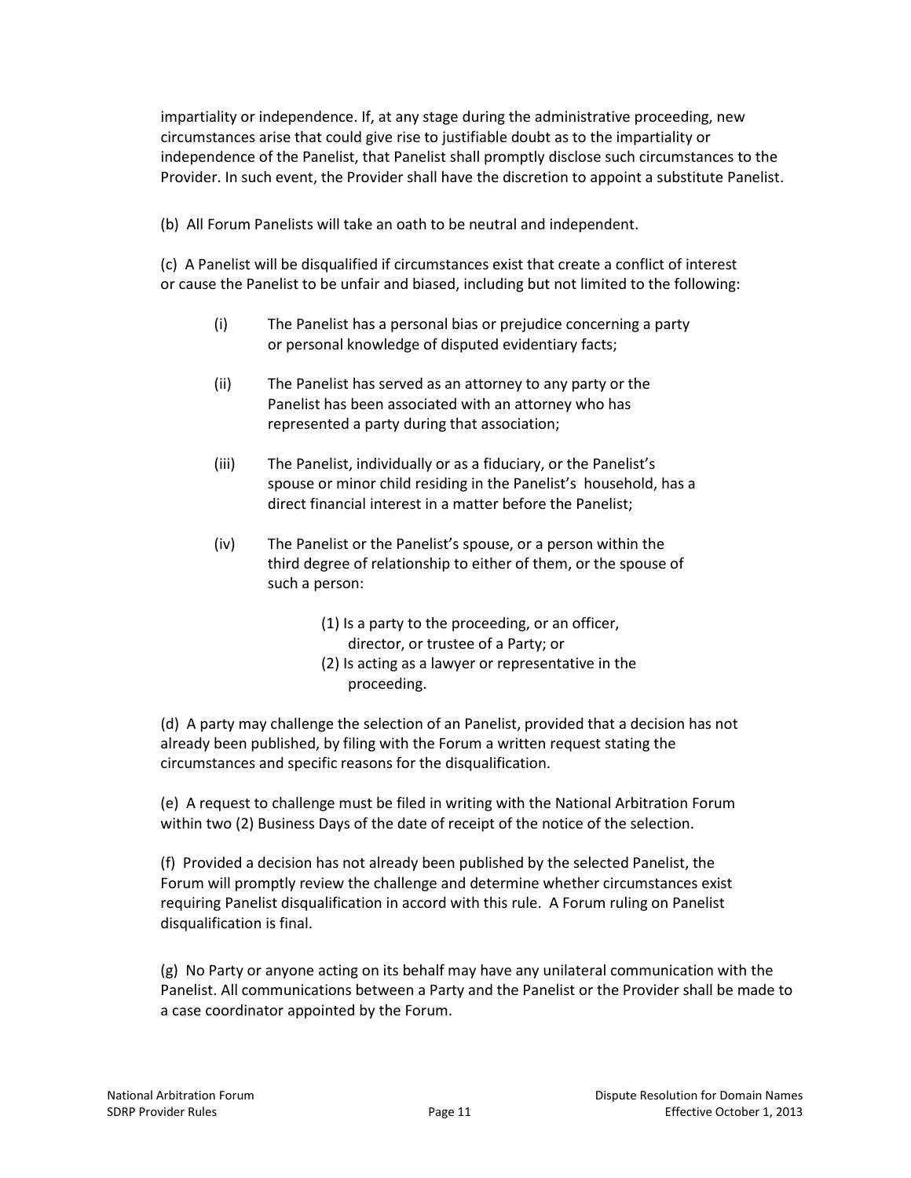impartiality or independence. If, at any stage during the administrative proceeding, new circumstances arise that could give rise to justifiable doubt as to the impartiality or independence of the Panelist, that Panelist shall promptly disclose such circumstances to the Provider. In such event, the Provider shall have the discretion to appoint a substitute Panelist.

(b) All Forum Panelists will take an oath to be neutral and independent.

(c) A Panelist will be disqualified if circumstances exist that create a conflict of interest or cause the Panelist to be unfair and biased, including but not limited to the following:

(i) The Panelist has a personal bias or prejudice concerning a party or personal knowledge of disputed evidentiary facts;

(ii) The Panelist has served as an attorney to any party or the Panelist has been associated with an attorney who has represented a party during that association;

(iii) The Panelist, individually or as a fiduciary, or the Panelist's spouse or minor child residing in the Panelist's household, has a direct financial interest in a matter before the Panelist;

(iv) The Panelist or the Panelist's spouse, or a person within the third degree of relationship to either of them, or the spouse of such a person:

(1) Is a party to the proceeding, or an officer, director, or trustee of a Party; or
(2) Is acting as a lawyer or representative in the proceeding.

(d) A party may challenge the selection of an Panelist, provided that a decision has not already been published, by filing with the Forum a written request stating the circumstances and specific reasons for the disqualification.

(e) A request to challenge must be filed in writing with the National Arbitration Forum within two (2) Business Days of the date of receipt of the notice of the selection.

(f) Provided a decision has not already been published by the selected Panelist, the Forum will promptly review the challenge and determine whether circumstances exist requiring Panelist disqualification in accord with this rule. A Forum ruling on Panelist disqualification is final.

(g) No Party or anyone acting on its behalf may have any unilateral communication with the Panelist. All communications between a Party and the Panelist or the Provider shall be made to a case coordinator appointed by the Forum.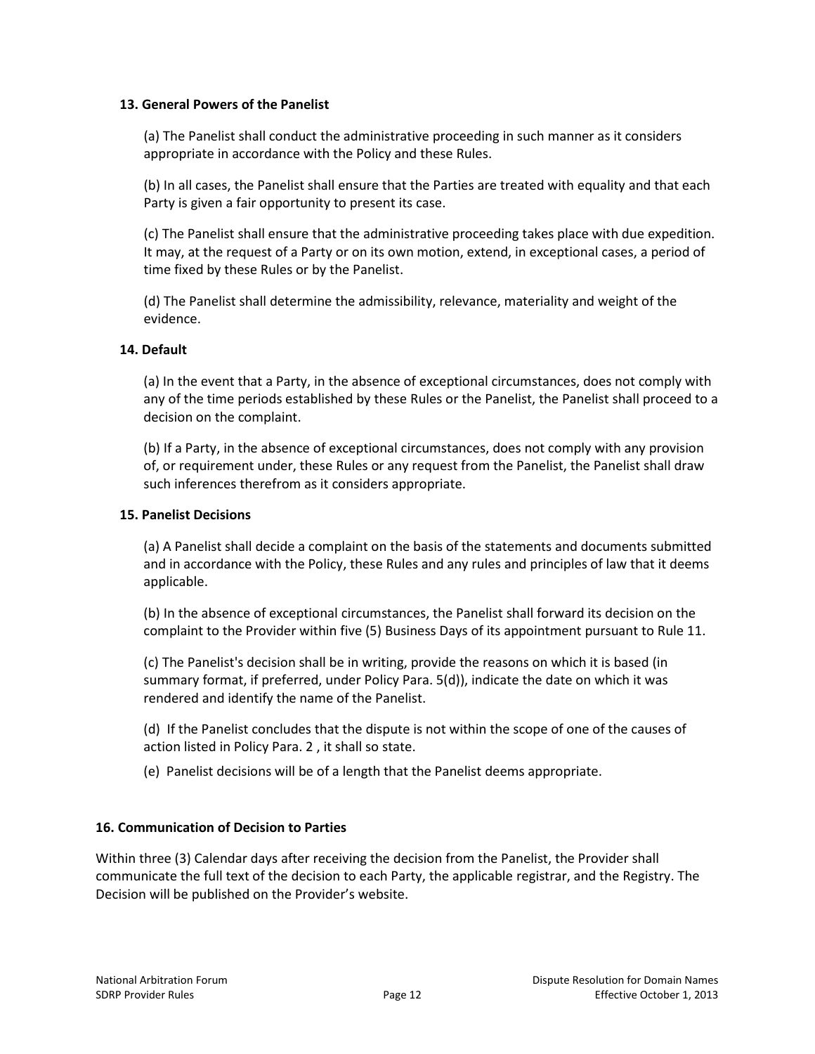**13. General Powers of the Panelist**

(a) The Panelist shall conduct the administrative proceeding in such manner as it considers appropriate in accordance with the Policy and these Rules.

(b) In all cases, the Panelist shall ensure that the Parties are treated with equality and that each Party is given a fair opportunity to present its case.

(c) The Panelist shall ensure that the administrative proceeding takes place with due expedition. It may, at the request of a Party or on its own motion, extend, in exceptional cases, a period of time fixed by these Rules or by the Panelist.

(d) The Panelist shall determine the admissibility, relevance, materiality and weight of the evidence.

**14. Default**

(a) In the event that a Party, in the absence of exceptional circumstances, does not comply with any of the time periods established by these Rules or the Panelist, the Panelist shall proceed to a decision on the complaint.

(b) If a Party, in the absence of exceptional circumstances, does not comply with any provision of, or requirement under, these Rules or any request from the Panelist, the Panelist shall draw such inferences therefrom as it considers appropriate.

**15. Panelist Decisions**

(a) A Panelist shall decide a complaint on the basis of the statements and documents submitted and in accordance with the Policy, these Rules and any rules and principles of law that it deems applicable.

(b) In the absence of exceptional circumstances, the Panelist shall forward its decision on the complaint to the Provider within five (5) Business Days of its appointment pursuant to Rule 11.

(c) The Panelist's decision shall be in writing, provide the reasons on which it is based (in summary format, if preferred, under Policy Para. 5(d)), indicate the date on which it was rendered and identify the name of the Panelist.

(d) If the Panelist concludes that the dispute is not within the scope of one of the causes of action listed in Policy Para. 2 , it shall so state.

(e) Panelist decisions will be of a length that the Panelist deems appropriate.

**16. Communication of Decision to Parties**

Within three (3) Calendar days after receiving the decision from the Panelist, the Provider shall communicate the full text of the decision to each Party, the applicable registrar, and the Registry. The Decision will be published on the Provider's website.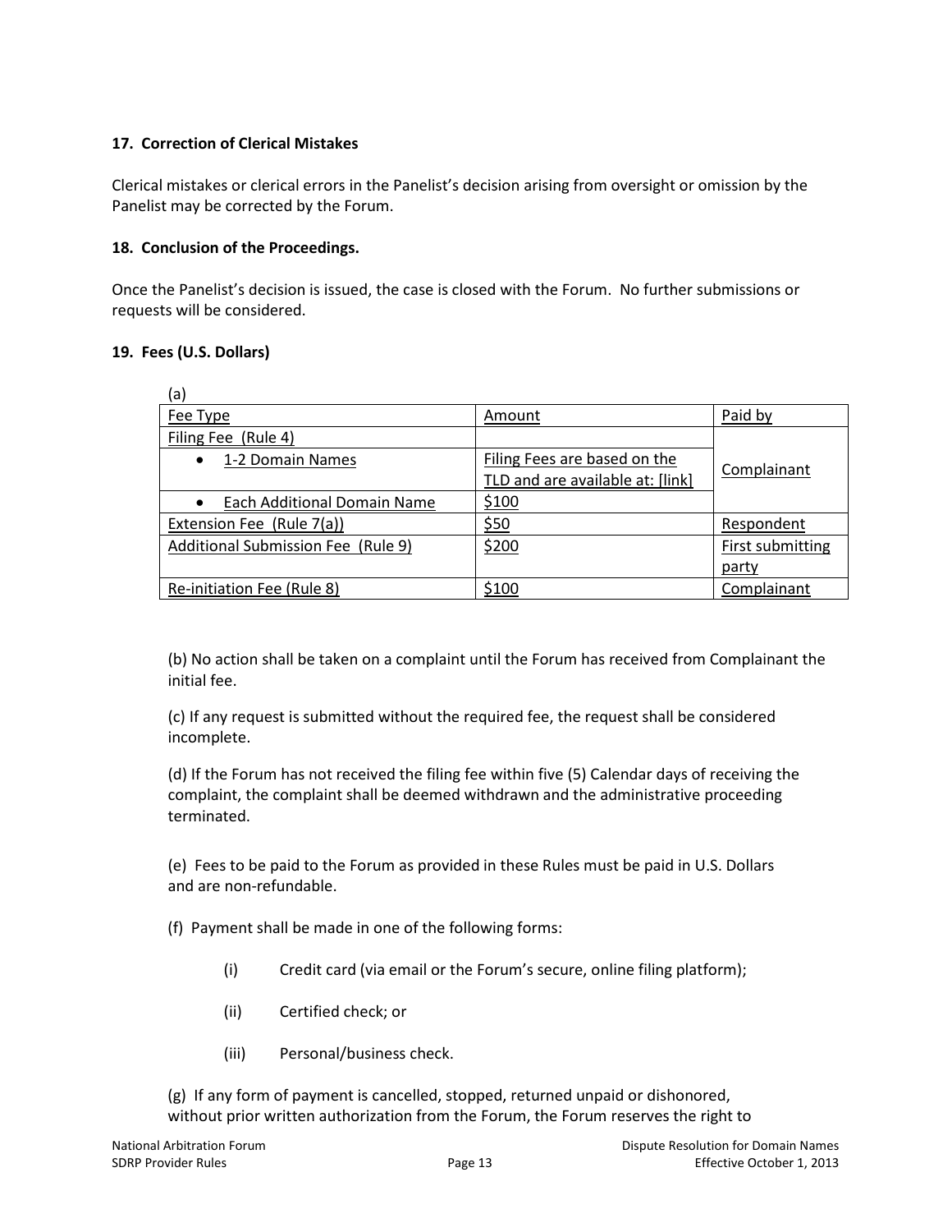**17. Correction of Clerical Mistakes**

Clerical mistakes or clerical errors in the Panelist's decision arising from oversight or omission by the Panelist may be corrected by the Forum.

**18. Conclusion of the Proceedings.**

Once the Panelist's decision is issued, the case is closed with the Forum. No further submissions or requests will be considered.

**19. Fees (U.S. Dollars)**

(a)

| Fee Type | Amount | Paid by |
|---|---|---|
| Filing Fee (Rule 4) | | Complainant |
| • 1-2 Domain Names | Filing Fees are based on the TLD and are available at: [link] | |
| • Each Additional Domain Name | $100 | |
| Extension Fee (Rule 7(a)) | $50 | Respondent |
| Additional Submission Fee (Rule 9) | $200 | First submitting party |
| Re-initiation Fee (Rule 8) | $100 | Complainant |

(b) No action shall be taken on a complaint until the Forum has received from Complainant the initial fee.

(c) If any request is submitted without the required fee, the request shall be considered incomplete.

(d) If the Forum has not received the filing fee within five (5) Calendar days of receiving the complaint, the complaint shall be deemed withdrawn and the administrative proceeding terminated.

(e) Fees to be paid to the Forum as provided in these Rules must be paid in U.S. Dollars and are non-refundable.

(f) Payment shall be made in one of the following forms:

(i) Credit card (via email or the Forum's secure, online filing platform);

(ii) Certified check; or

(iii) Personal/business check.

(g) If any form of payment is cancelled, stopped, returned unpaid or dishonored, without prior written authorization from the Forum, the Forum reserves the right to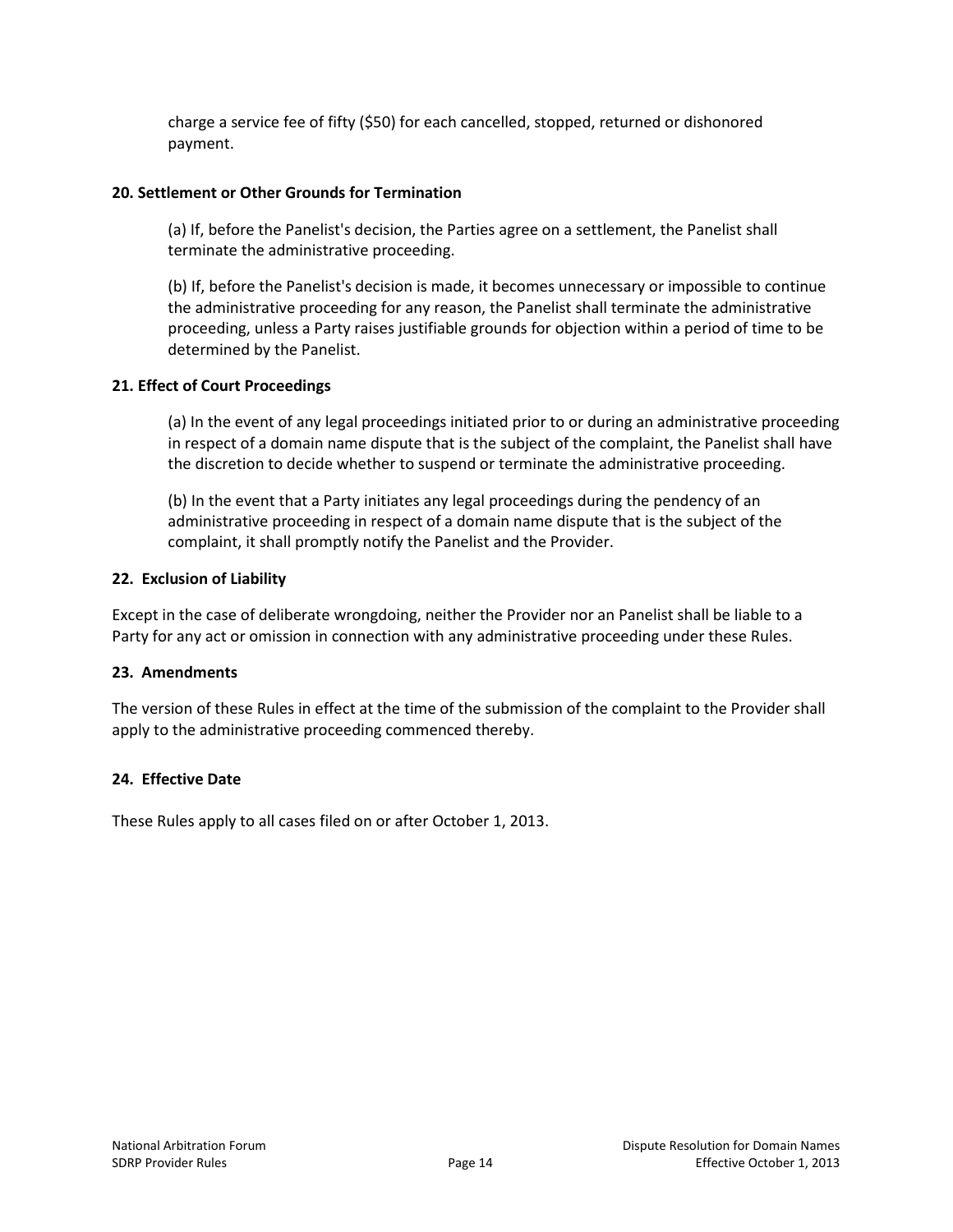charge a service fee of fifty ($50) for each cancelled, stopped, returned or dishonored payment.

**20. Settlement or Other Grounds for Termination**

(a) If, before the Panelist's decision, the Parties agree on a settlement, the Panelist shall terminate the administrative proceeding.

(b) If, before the Panelist's decision is made, it becomes unnecessary or impossible to continue the administrative proceeding for any reason, the Panelist shall terminate the administrative proceeding, unless a Party raises justifiable grounds for objection within a period of time to be determined by the Panelist.

**21. Effect of Court Proceedings**

(a) In the event of any legal proceedings initiated prior to or during an administrative proceeding in respect of a domain name dispute that is the subject of the complaint, the Panelist shall have the discretion to decide whether to suspend or terminate the administrative proceeding.

(b) In the event that a Party initiates any legal proceedings during the pendency of an administrative proceeding in respect of a domain name dispute that is the subject of the complaint, it shall promptly notify the Panelist and the Provider.

**22. Exclusion of Liability**

Except in the case of deliberate wrongdoing, neither the Provider nor an Panelist shall be liable to a Party for any act or omission in connection with any administrative proceeding under these Rules.

**23. Amendments**

The version of these Rules in effect at the time of the submission of the complaint to the Provider shall apply to the administrative proceeding commenced thereby.

**24. Effective Date**

These Rules apply to all cases filed on or after October 1, 2013.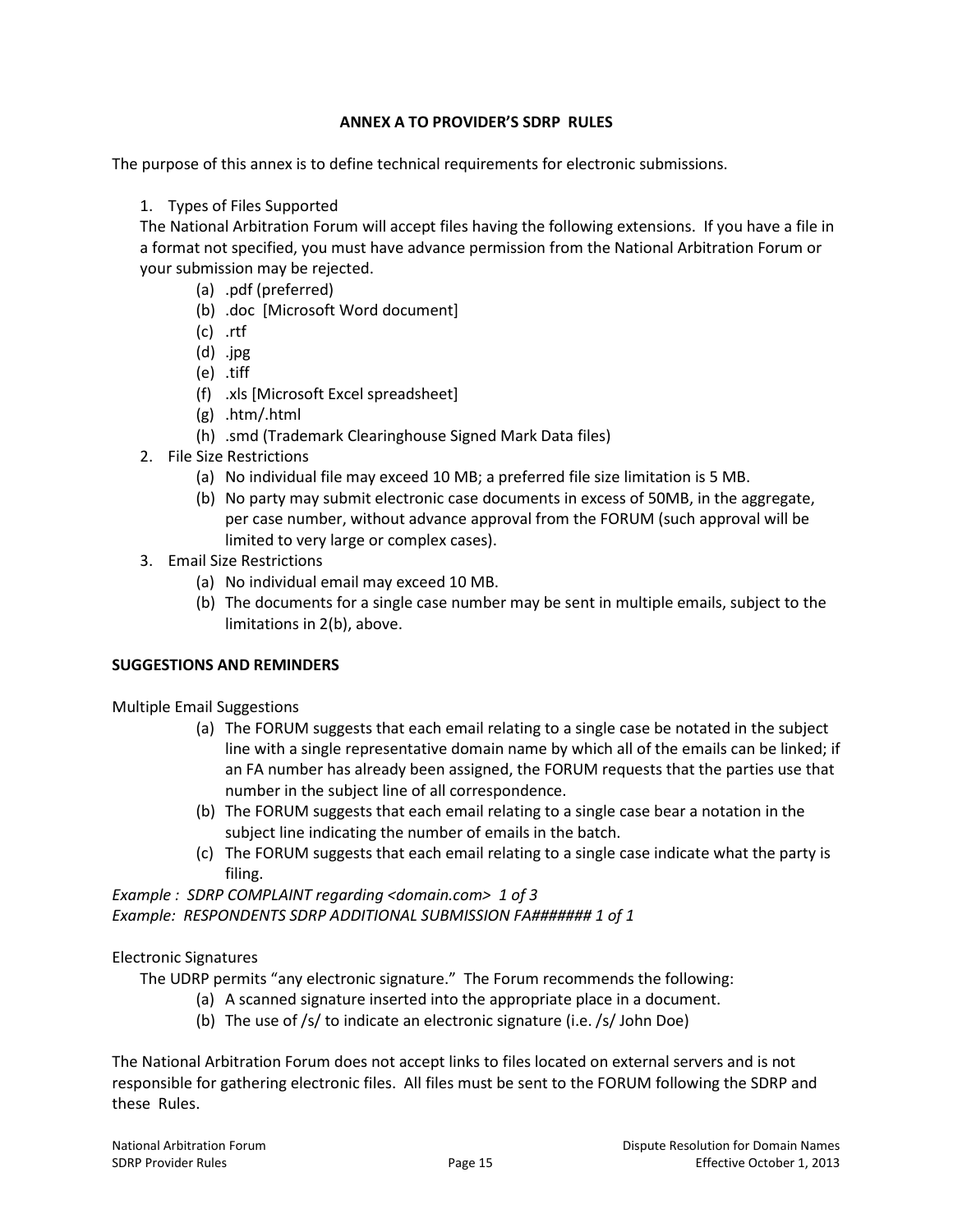## ANNEX A TO PROVIDER'S SDRP RULES

The purpose of this annex is to define technical requirements for electronic submissions.

1. Types of Files Supported
   The National Arbitration Forum will accept files having the following extensions. If you have a file in a format not specified, you must have advance permission from the National Arbitration Forum or your submission may be rejected.
   (a) .pdf (preferred)
   (b) .doc [Microsoft Word document]
   (c) .rtf
   (d) .jpg
   (e) .tiff
   (f) .xls [Microsoft Excel spreadsheet]
   (g) .htm/.html
   (h) .smd (Trademark Clearinghouse Signed Mark Data files)
2. File Size Restrictions
   (a) No individual file may exceed 10 MB; a preferred file size limitation is 5 MB.
   (b) No party may submit electronic case documents in excess of 50MB, in the aggregate, per case number, without advance approval from the FORUM (such approval will be limited to very large or complex cases).
3. Email Size Restrictions
   (a) No individual email may exceed 10 MB.
   (b) The documents for a single case number may be sent in multiple emails, subject to the limitations in 2(b), above.

**SUGGESTIONS AND REMINDERS**

Multiple Email Suggestions

(a) The FORUM suggests that each email relating to a single case be notated in the subject line with a single representative domain name by which all of the emails can be linked; if an FA number has already been assigned, the FORUM requests that the parties use that number in the subject line of all correspondence.
(b) The FORUM suggests that each email relating to a single case bear a notation in the subject line indicating the number of emails in the batch.
(c) The FORUM suggests that each email relating to a single case indicate what the party is filing.

*Example : SDRP COMPLAINT regarding <domain.com> 1 of 3*
*Example: RESPONDENTS SDRP ADDITIONAL SUBMISSION FA####### 1 of 1*

Electronic Signatures

The UDRP permits "any electronic signature." The Forum recommends the following:
(a) A scanned signature inserted into the appropriate place in a document.
(b) The use of /s/ to indicate an electronic signature (i.e. /s/ John Doe)

The National Arbitration Forum does not accept links to files located on external servers and is not responsible for gathering electronic files. All files must be sent to the FORUM following the SDRP and these Rules.